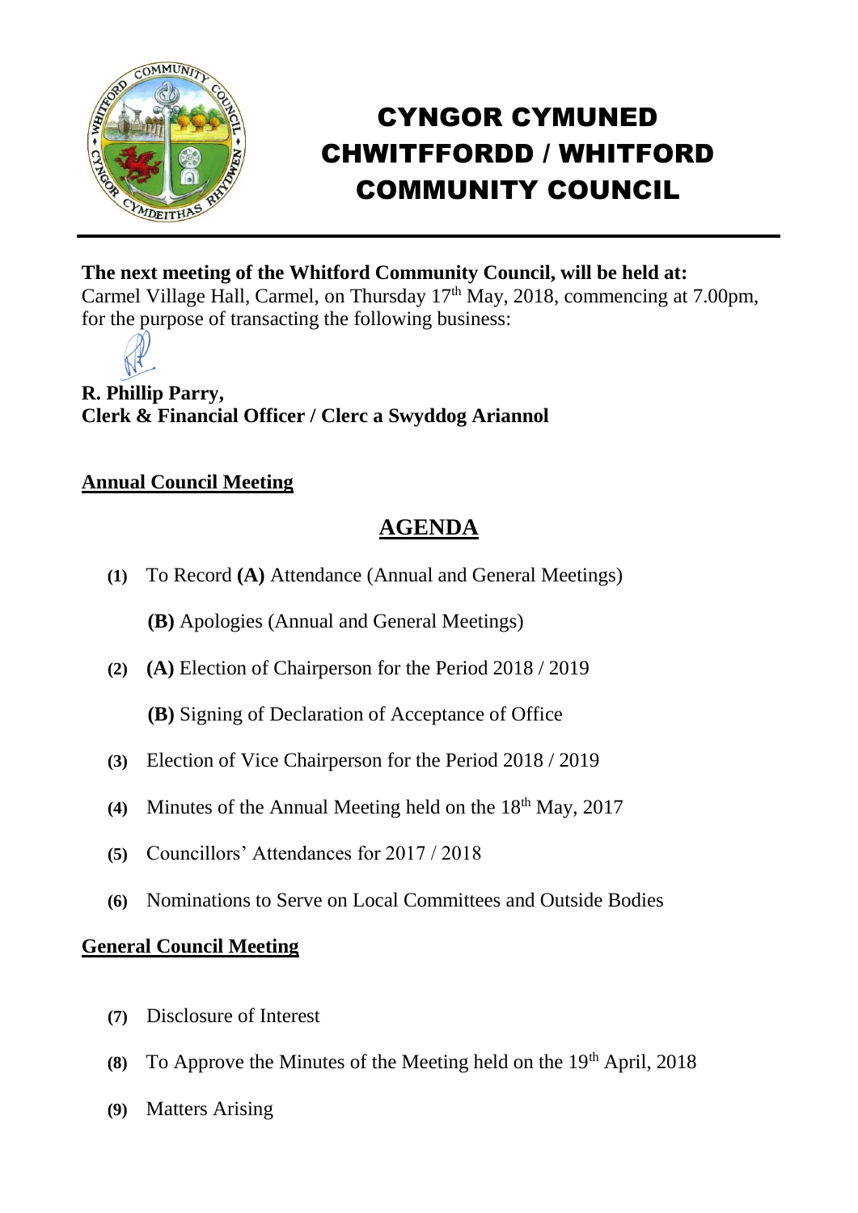# CYNGOR CYMUNED CHWITFFORDD / WHITFORD COMMUNITY COUNCIL

**The next meeting of the Whitford Community Council, will be held at:**
Carmel Village Hall, Carmel, on Thursday 17th May, 2018, commencing at 7.00pm, for the purpose of transacting the following business:

**R. Phillip Parry,**
**Clerk & Financial Officer / Clerc a Swyddog Ariannol**

## Annual Council Meeting

## AGENDA

**(1)** To Record **(A)** Attendance (Annual and General Meetings)

**(B)** Apologies (Annual and General Meetings)

**(2)** **(A)** Election of Chairperson for the Period 2018 / 2019

**(B)** Signing of Declaration of Acceptance of Office

**(3)** Election of Vice Chairperson for the Period 2018 / 2019

**(4)** Minutes of the Annual Meeting held on the 18th May, 2017

**(5)** Councillors' Attendances for 2017 / 2018

**(6)** Nominations to Serve on Local Committees and Outside Bodies

## General Council Meeting

**(7)** Disclosure of Interest

**(8)** To Approve the Minutes of the Meeting held on the 19th April, 2018

**(9)** Matters Arising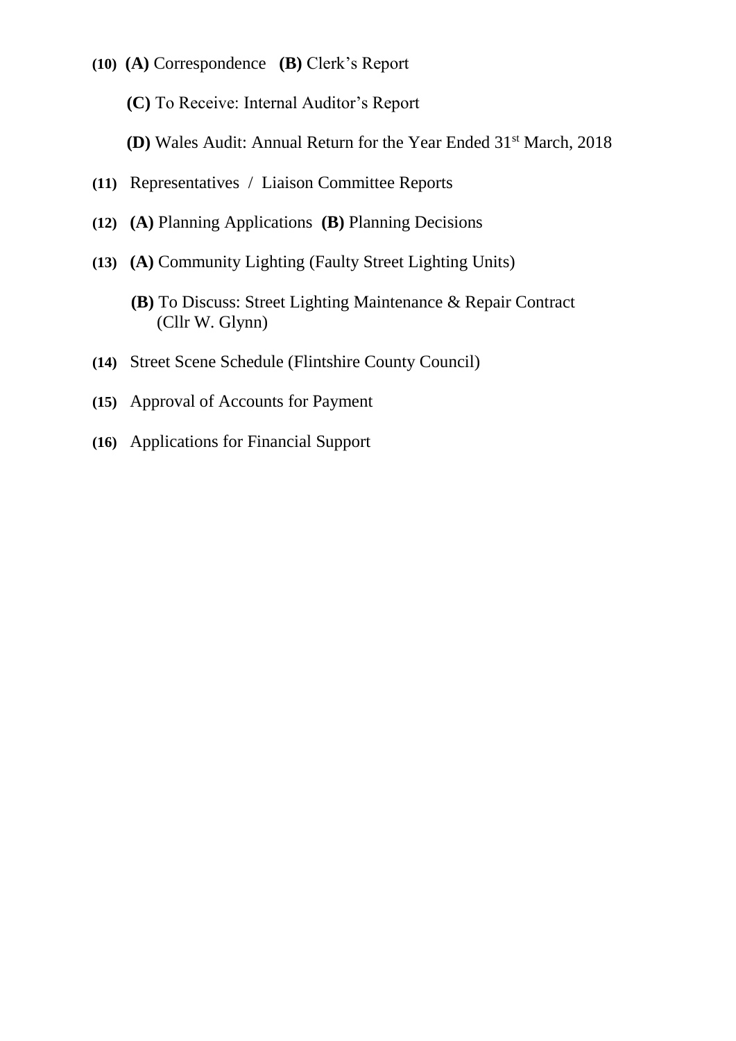**(10)** **(A)** Correspondence **(B)** Clerk's Report

**(C)** To Receive: Internal Auditor's Report

**(D)** Wales Audit: Annual Return for the Year Ended 31st March, 2018

**(11)** Representatives / Liaison Committee Reports

**(12)** **(A)** Planning Applications **(B)** Planning Decisions

**(13)** **(A)** Community Lighting (Faulty Street Lighting Units)

**(B)** To Discuss: Street Lighting Maintenance & Repair Contract (Cllr W. Glynn)

**(14)** Street Scene Schedule (Flintshire County Council)

**(15)** Approval of Accounts for Payment

**(16)** Applications for Financial Support